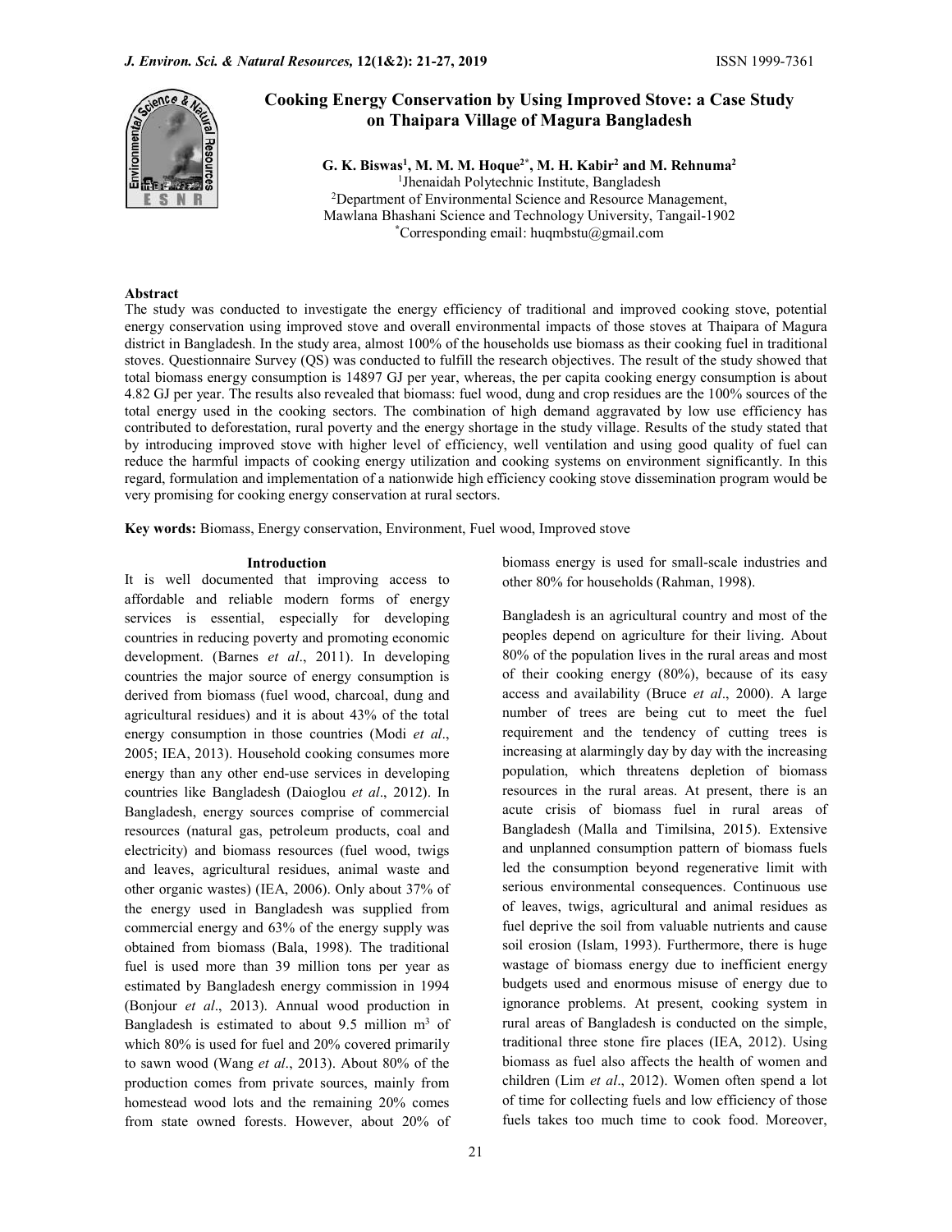# Cooking Energy Conservation by Using Improved Stove: a Case Study on Thaipara Village of Magura Bangladesh

**G. K. Biswas[1], M. M. M. Hoque[2*], M. H. Kabir[2] and M. Rehnuma[2]**

[1]Jhenaidah Polytechnic Institute, Bangladesh
[2]Department of Environmental Science and Resource Management, Mawlana Bhashani Science and Technology University, Tangail-1902
[*]Corresponding email: huqmbstu@gmail.com

## Abstract

The study was conducted to investigate the energy efficiency of traditional and improved cooking stove, potential energy conservation using improved stove and overall environmental impacts of those stoves at Thaipara of Magura district in Bangladesh. In the study area, almost 100% of the households use biomass as their cooking fuel in traditional stoves. Questionnaire Survey (QS) was conducted to fulfill the research objectives. The result of the study showed that total biomass energy consumption is 14897 GJ per year, whereas, the per capita cooking energy consumption is about 4.82 GJ per year. The results also revealed that biomass: fuel wood, dung and crop residues are the 100% sources of the total energy used in the cooking sectors. The combination of high demand aggravated by low use efficiency has contributed to deforestation, rural poverty and the energy shortage in the study village. Results of the study stated that by introducing improved stove with higher level of efficiency, well ventilation and using good quality of fuel can reduce the harmful impacts of cooking energy utilization and cooking systems on environment significantly. In this regard, formulation and implementation of a nationwide high efficiency cooking stove dissemination program would be very promising for cooking energy conservation at rural sectors.

**Key words:** Biomass, Energy conservation, Environment, Fuel wood, Improved stove

## Introduction

It is well documented that improving access to affordable and reliable modern forms of energy services is essential, especially for developing countries in reducing poverty and promoting economic development. (Barnes *et al*., 2011). In developing countries the major source of energy consumption is derived from biomass (fuel wood, charcoal, dung and agricultural residues) and it is about 43% of the total energy consumption in those countries (Modi *et al*., 2005; IEA, 2013). Household cooking consumes more energy than any other end-use services in developing countries like Bangladesh (Daioglou *et al*., 2012). In Bangladesh, energy sources comprise of commercial resources (natural gas, petroleum products, coal and electricity) and biomass resources (fuel wood, twigs and leaves, agricultural residues, animal waste and other organic wastes) (IEA, 2006). Only about 37% of the energy used in Bangladesh was supplied from commercial energy and 63% of the energy supply was obtained from biomass (Bala, 1998). The traditional fuel is used more than 39 million tons per year as estimated by Bangladesh energy commission in 1994 (Bonjour *et al*., 2013). Annual wood production in Bangladesh is estimated to about 9.5 million $m^3$ of which 80% is used for fuel and 20% covered primarily to sawn wood (Wang *et al*., 2013). About 80% of the production comes from private sources, mainly from homestead wood lots and the remaining 20% comes from state owned forests. However, about 20% of biomass energy is used for small-scale industries and other 80% for households (Rahman, 1998).

Bangladesh is an agricultural country and most of the peoples depend on agriculture for their living. About 80% of the population lives in the rural areas and most of their cooking energy (80%), because of its easy access and availability (Bruce *et al*., 2000). A large number of trees are being cut to meet the fuel requirement and the tendency of cutting trees is increasing at alarmingly day by day with the increasing population, which threatens depletion of biomass resources in the rural areas. At present, there is an acute crisis of biomass fuel in rural areas of Bangladesh (Malla and Timilsina, 2015). Extensive and unplanned consumption pattern of biomass fuels led the consumption beyond regenerative limit with serious environmental consequences. Continuous use of leaves, twigs, agricultural and animal residues as fuel deprive the soil from valuable nutrients and cause soil erosion (Islam, 1993). Furthermore, there is huge wastage of biomass energy due to inefficient energy budgets used and enormous misuse of energy due to ignorance problems. At present, cooking system in rural areas of Bangladesh is conducted on the simple, traditional three stone fire places (IEA, 2012). Using biomass as fuel also affects the health of women and children (Lim *et al*., 2012). Women often spend a lot of time for collecting fuels and low efficiency of those fuels takes too much time to cook food. Moreover,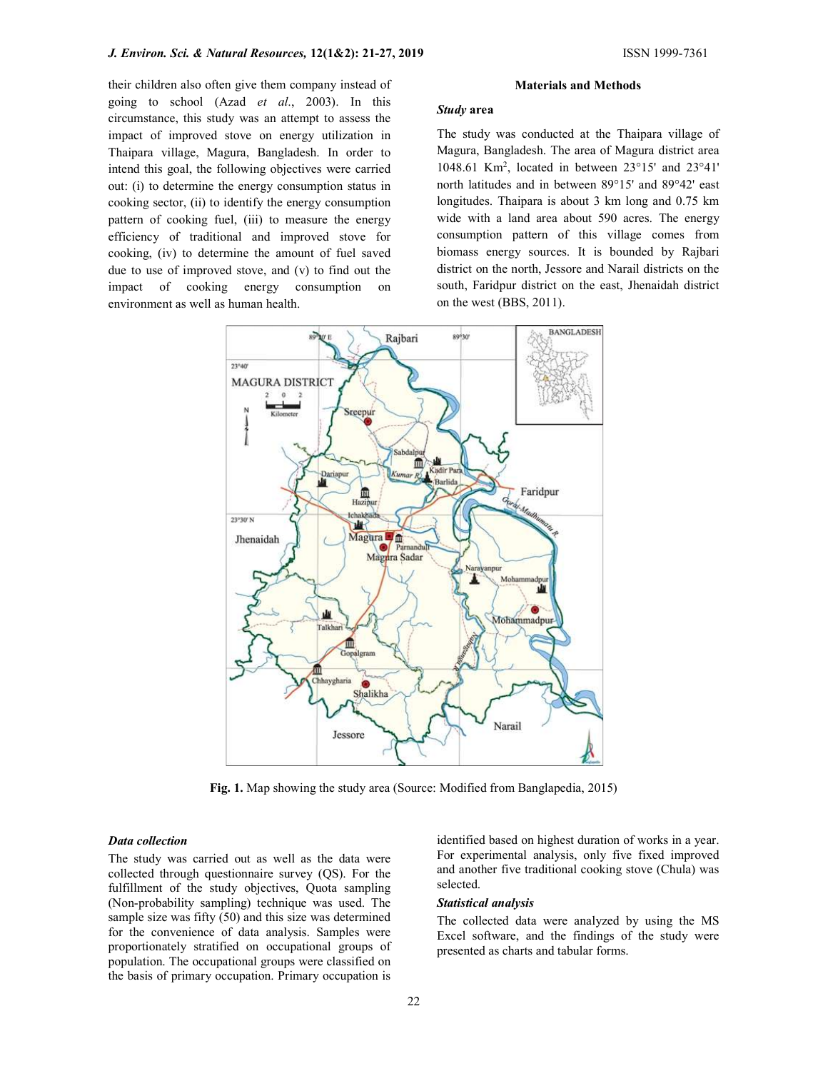their children also often give them company instead of going to school (Azad *et al*., 2003). In this circumstance, this study was an attempt to assess the impact of improved stove on energy utilization in Thaipara village, Magura, Bangladesh. In order to intend this goal, the following objectives were carried out: (i) to determine the energy consumption status in cooking sector, (ii) to identify the energy consumption pattern of cooking fuel, (iii) to measure the energy efficiency of traditional and improved stove for cooking, (iv) to determine the amount of fuel saved due to use of improved stove, and (v) to find out the impact of cooking energy consumption on environment as well as human health.

## Materials and Methods

### *Study* area

The study was conducted at the Thaipara village of Magura, Bangladesh. The area of Magura district area 1048.61 Km$^2$, located in between 23°15' and 23°41' north latitudes and in between 89°15' and 89°42' east longitudes. Thaipara is about 3 km long and 0.75 km wide with a land area about 590 acres. The energy consumption pattern of this village comes from biomass energy sources. It is bounded by Rajbari district on the north, Jessore and Narail districts on the south, Faridpur district on the east, Jhenaidah district on the west (BBS, 2011).

**Fig. 1.** Map showing the study area (Source: Modified from Banglapedia, 2015)

### *Data collection*

The study was carried out as well as the data were collected through questionnaire survey (QS). For the fulfillment of the study objectives, Quota sampling (Non-probability sampling) technique was used. The sample size was fifty (50) and this size was determined for the convenience of data analysis. Samples were proportionately stratified on occupational groups of population. The occupational groups were classified on the basis of primary occupation. Primary occupation is identified based on highest duration of works in a year. For experimental analysis, only five fixed improved and another five traditional cooking stove (Chula) was selected.

### *Statistical analysis*

The collected data were analyzed by using the MS Excel software, and the findings of the study were presented as charts and tabular forms.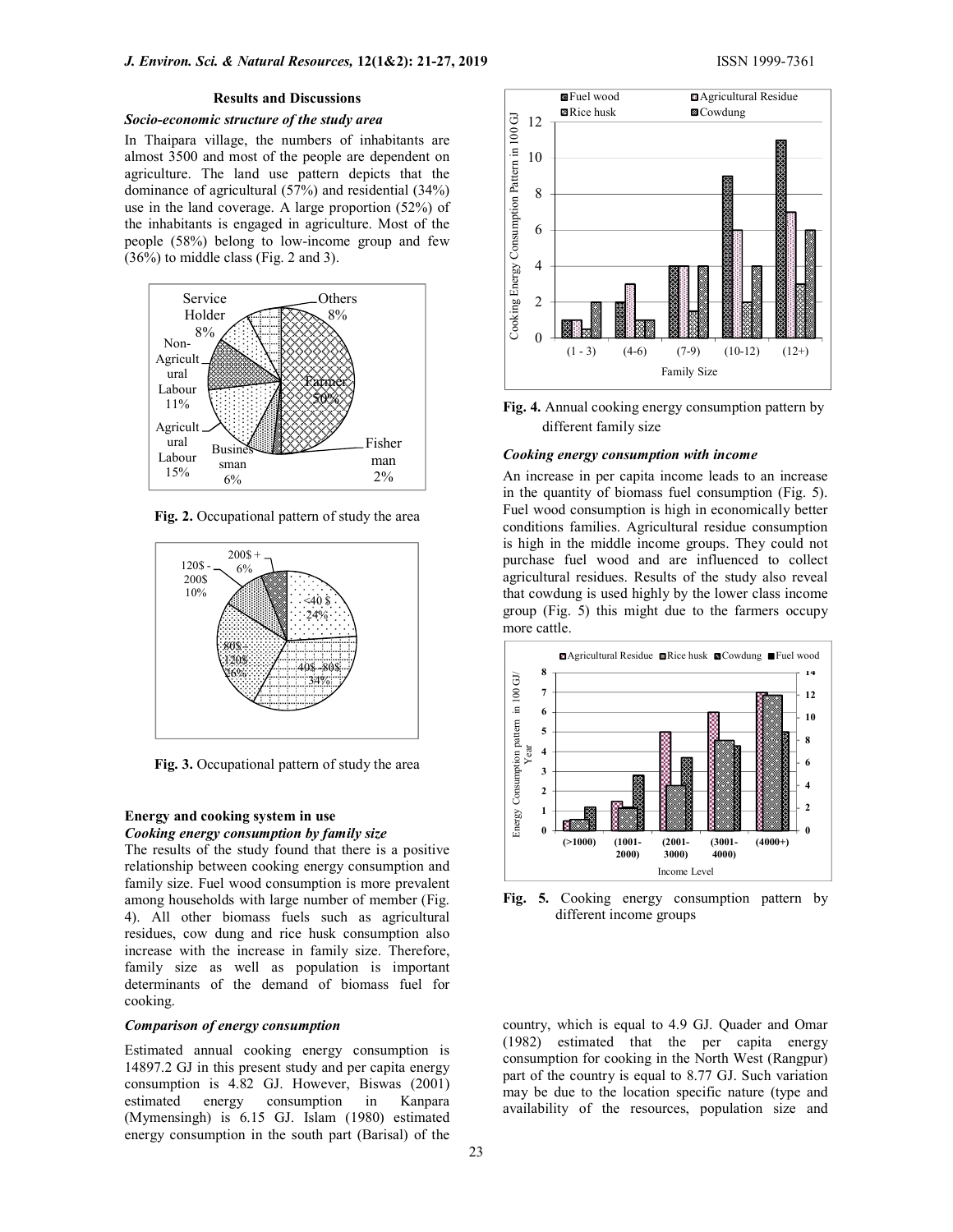## Results and Discussions

### *Socio-economic structure of the study area*

In Thaipara village, the numbers of inhabitants are almost 3500 and most of the people are dependent on agriculture. The land use pattern depicts that the dominance of agricultural (57%) and residential (34%) use in the land coverage. A large proportion (52%) of the inhabitants is engaged in agriculture. Most of the people (58%) belong to low-income group and few (36%) to middle class (Fig. 2 and 3).

**Fig. 2.** Occupational pattern of study the area

**Fig. 3.** Occupational pattern of study the area

### Energy and cooking system in use

### *Cooking energy consumption by family size*

The results of the study found that there is a positive relationship between cooking energy consumption and family size. Fuel wood consumption is more prevalent among households with large number of member (Fig. 4). All other biomass fuels such as agricultural residues, cow dung and rice husk consumption also increase with the increase in family size. Therefore, family size as well as population is important determinants of the demand of biomass fuel for cooking.

### *Comparison of energy consumption*

Estimated annual cooking energy consumption is 14897.2 GJ in this present study and per capita energy consumption is 4.82 GJ. However, Biswas (2001) estimated energy consumption in Kanpara (Mymensingh) is 6.15 GJ. Islam (1980) estimated energy consumption in the south part (Barisal) of the country, which is equal to 4.9 GJ. Quader and Omar (1982) estimated that the per capita energy consumption for cooking in the North West (Rangpur) part of the country is equal to 8.77 GJ. Such variation may be due to the location specific nature (type and availability of the resources, population size and

**Fig. 4.** Annual cooking energy consumption pattern by different family size

### *Cooking energy consumption with income*

An increase in per capita income leads to an increase in the quantity of biomass fuel consumption (Fig. 5). Fuel wood consumption is high in economically better conditions families. Agricultural residue consumption is high in the middle income groups. They could not purchase fuel wood and are influenced to collect agricultural residues. Results of the study also reveal that cowdung is used highly by the lower class income group (Fig. 5) this might due to the farmers occupy more cattle.

**Fig. 5.** Cooking energy consumption pattern by different income groups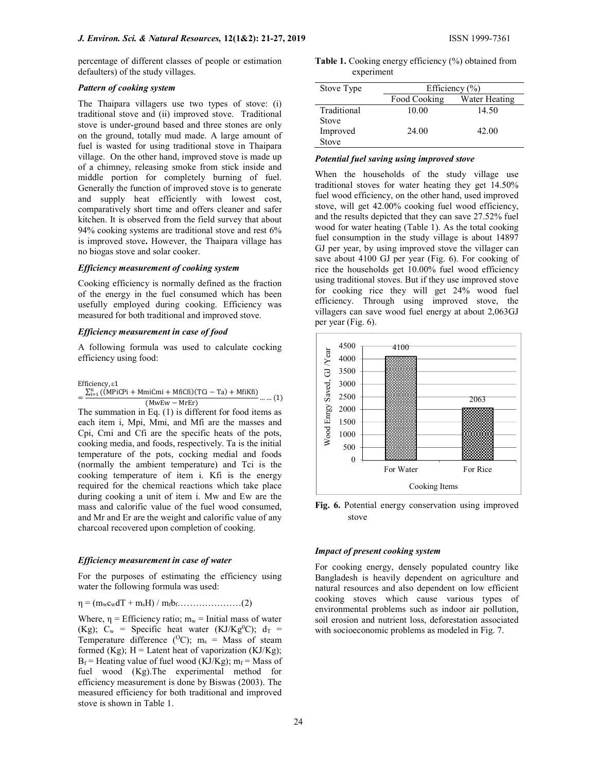percentage of different classes of people or estimation defaulters) of the study villages.

### *Pattern of cooking system*

The Thaipara villagers use two types of stove: (i) traditional stove and (ii) improved stove. Traditional stove is under-ground based and three stones are only on the ground, totally mud made. A large amount of fuel is wasted for using traditional stove in Thaipara village. On the other hand, improved stove is made up of a chimney, releasing smoke from stick inside and middle portion for completely burning of fuel. Generally the function of improved stove is to generate and supply heat efficiently with lowest cost, comparatively short time and offers cleaner and safer kitchen. It is observed from the field survey that about 94% cooking systems are traditional stove and rest 6% is improved stove**.** However, the Thaipara village has no biogas stove and solar cooker.

### *Efficiency measurement of cooking system*

Cooking efficiency is normally defined as the fraction of the energy in the fuel consumed which has been usefully employed during cooking. Efficiency was measured for both traditional and improved stove.

### *Efficiency measurement in case of food*

A following formula was used to calculate cocking efficiency using food:

$$\text{Efficiency, } \varepsilon 1 = \frac{\sum_{i=1}^{n} ((MPiCPi + MmiCmi + MfiCfi)(TCi - Ta) + MfiKfi)}{(MwEw - MrEr)} \ldots\ldots (1)$$

The summation in Eq. (1) is different for food items as each item i, Mpi, Mmi, and Mfi are the masses and Cpi, Cmi and Cfi are the specific heats of the pots, cooking media, and foods, respectively. Ta is the initial temperature of the pots, cocking medial and foods (normally the ambient temperature) and Tci is the cooking temperature of item i. Kfi is the energy required for the chemical reactions which take place during cooking a unit of item i. Mw and Ew are the mass and calorific value of the fuel wood consumed, and Mr and Er are the weight and calorific value of any charcoal recovered upon completion of cooking.

### *Efficiency measurement in case of water*

For the purposes of estimating the efficiency using water the following formula was used:

$$\eta = (m_w c_w dT + m_s H) / m_f b_f \ldots\ldots\ldots\ldots\ldots\ldots\ldots (2)$$

Where, $\eta$ = Efficiency ratio; $m_w$ = Initial mass of water (Kg); $C_w$ = Specific heat water (KJ/Kg$^0$C); $d_T$ = Temperature difference ($^O$C); $m_s$ = Mass of steam formed (Kg); H = Latent heat of vaporization (KJ/Kg); $B_f$ = Heating value of fuel wood (KJ/Kg); $m_f$ = Mass of fuel wood (Kg).The experimental method for efficiency measurement is done by Biswas (2003). The measured efficiency for both traditional and improved stove is shown in Table 1.

**Table 1.** Cooking energy efficiency (%) obtained from experiment

| Stove Type | Efficiency (%) | |
|---|---|---|
| | Food Cooking | Water Heating |
| Traditional Stove | 10.00 | 14.50 |
| Improved Stove | 24.00 | 42.00 |

### *Potential fuel saving using improved stove*

When the households of the study village use traditional stoves for water heating they get 14.50% fuel wood efficiency, on the other hand, used improved stove, will get 42.00% cooking fuel wood efficiency, and the results depicted that they can save 27.52% fuel wood for water heating (Table 1). As the total cooking fuel consumption in the study village is about 14897 GJ per year, by using improved stove the villager can save about 4100 GJ per year (Fig. 6). For cooking of rice the households get 10.00% fuel wood efficiency using traditional stoves. But if they use improved stove for cooking rice they will get 24% wood fuel efficiency. Through using improved stove, the villagers can save wood fuel energy at about 2,063GJ per year (Fig. 6).

| Cooking Items | Wood Enrgy Saved, GJ /Year |
|---|---|
| For Water | 4100 |
| For Rice | 2063 |

**Fig. 6.** Potential energy conservation using improved stove

### *Impact of present cooking system*

For cooking energy, densely populated country like Bangladesh is heavily dependent on agriculture and natural resources and also dependent on low efficient cooking stoves which cause various types of environmental problems such as indoor air pollution, soil erosion and nutrient loss, deforestation associated with socioeconomic problems as modeled in Fig. 7.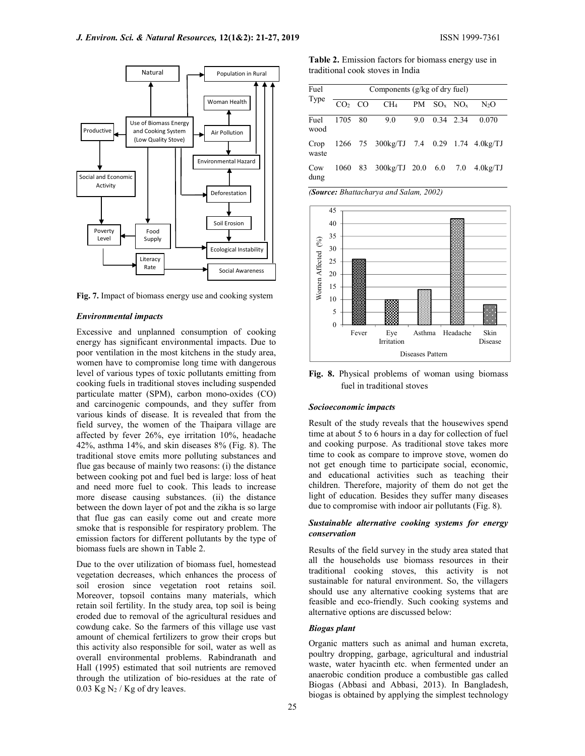Fig. 7. Impact of biomass energy use and cooking system

### *Environmental impacts*

Excessive and unplanned consumption of cooking energy has significant environmental impacts. Due to poor ventilation in the most kitchens in the study area, women have to compromise long time with dangerous level of various types of toxic pollutants emitting from cooking fuels in traditional stoves including suspended particulate matter (SPM), carbon mono-oxides (CO) and carcinogenic compounds, and they suffer from various kinds of disease. It is revealed that from the field survey, the women of the Thaipara village are affected by fever 26%, eye irritation 10%, headache 42%, asthma 14%, and skin diseases 8% (Fig. 8). The traditional stove emits more polluting substances and flue gas because of mainly two reasons: (i) the distance between cooking pot and fuel bed is large: loss of heat and need more fuel to cook. This leads to increase more disease causing substances. (ii) the distance between the down layer of pot and the zikha is so large that flue gas can easily come out and create more smoke that is responsible for respiratory problem. The emission factors for different pollutants by the type of biomass fuels are shown in Table 2.

Due to the over utilization of biomass fuel, homestead vegetation decreases, which enhances the process of soil erosion since vegetation root retains soil. Moreover, topsoil contains many materials, which retain soil fertility. In the study area, top soil is being eroded due to removal of the agricultural residues and cowdung cake. So the farmers of this village use vast amount of chemical fertilizers to grow their crops but this activity also responsible for soil, water as well as overall environmental problems. Rabindranath and Hall (1995) estimated that soil nutrients are removed through the utilization of bio-residues at the rate of 0.03 Kg $N_2$ / Kg of dry leaves.

**Table 2.** Emission factors for biomass energy use in traditional cook stoves in India

| Fuel Type | Components (g/kg of dry fuel) | | | | | | |
|---|---|---|---|---|---|---|---|
| | $CO_2$ | CO | $CH_4$ | PM | $SO_x$ | $NO_x$ | $N_2O$ |
| Fuel wood | 1705 | 80 | 9.0 | 9.0 | 0.34 | 2.34 | 0.070 |
| Crop waste | 1266 | 75 | 300kg/TJ | 7.4 | 0.29 | 1.74 | 4.0kg/TJ |
| Cow dung | 1060 | 83 | 300kg/TJ | 20.0 | 6.0 | 7.0 | 4.0kg/TJ |

***(Source:** Bhattacharya and Salam, 2002)*

Fig. 8. Physical problems of woman using biomass fuel in traditional stoves

### *Socioeconomic impacts*

Result of the study reveals that the housewives spend time at about 5 to 6 hours in a day for collection of fuel and cooking purpose. As traditional stove takes more time to cook as compare to improve stove, women do not get enough time to participate social, economic, and educational activities such as teaching their children. Therefore, majority of them do not get the light of education. Besides they suffer many diseases due to compromise with indoor air pollutants (Fig. 8).

### *Sustainable alternative cooking systems for energy conservation*

Results of the field survey in the study area stated that all the households use biomass resources in their traditional cooking stoves, this activity is not sustainable for natural environment. So, the villagers should use any alternative cooking systems that are feasible and eco-friendly. Such cooking systems and alternative options are discussed below:

### *Biogas plant*

Organic matters such as animal and human excreta, poultry dropping, garbage, agricultural and industrial waste, water hyacinth etc. when fermented under an anaerobic condition produce a combustible gas called Biogas (Abbasi and Abbasi, 2013). In Bangladesh, biogas is obtained by applying the simplest technology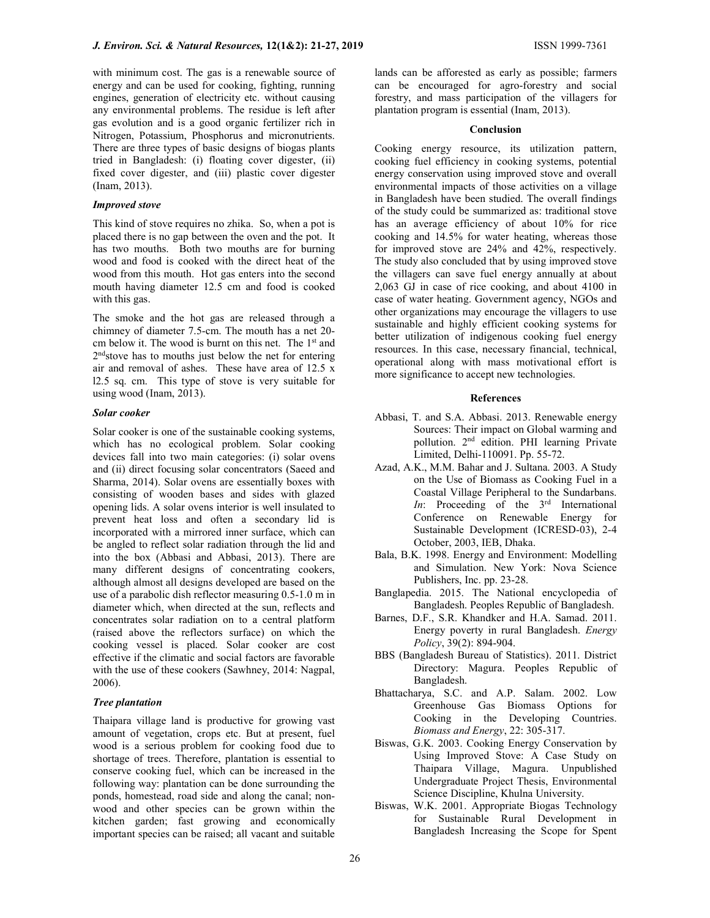with minimum cost. The gas is a renewable source of energy and can be used for cooking, fighting, running engines, generation of electricity etc. without causing any environmental problems. The residue is left after gas evolution and is a good organic fertilizer rich in Nitrogen, Potassium, Phosphorus and micronutrients. There are three types of basic designs of biogas plants tried in Bangladesh: (i) floating cover digester, (ii) fixed cover digester, and (iii) plastic cover digester (Inam, 2013).

### *Improved stove*

This kind of stove requires no zhika. So, when a pot is placed there is no gap between the oven and the pot. It has two mouths. Both two mouths are for burning wood and food is cooked with the direct heat of the wood from this mouth. Hot gas enters into the second mouth having diameter 12.5 cm and food is cooked with this gas.

The smoke and the hot gas are released through a chimney of diameter 7.5-cm. The mouth has a net 20-cm below it. The wood is burnt on this net. The 1st and 2ndstove has to mouths just below the net for entering air and removal of ashes. These have area of 12.5 x l2.5 sq. cm. This type of stove is very suitable for using wood (Inam, 2013).

### *Solar cooker*

Solar cooker is one of the sustainable cooking systems, which has no ecological problem. Solar cooking devices fall into two main categories: (i) solar ovens and (ii) direct focusing solar concentrators (Saeed and Sharma, 2014). Solar ovens are essentially boxes with consisting of wooden bases and sides with glazed opening lids. A solar ovens interior is well insulated to prevent heat loss and often a secondary lid is incorporated with a mirrored inner surface, which can be angled to reflect solar radiation through the lid and into the box (Abbasi and Abbasi, 2013). There are many different designs of concentrating cookers, although almost all designs developed are based on the use of a parabolic dish reflector measuring 0.5-1.0 m in diameter which, when directed at the sun, reflects and concentrates solar radiation on to a central platform (raised above the reflectors surface) on which the cooking vessel is placed. Solar cooker are cost effective if the climatic and social factors are favorable with the use of these cookers (Sawhney, 2014: Nagpal, 2006).

### *Tree plantation*

Thaipara village land is productive for growing vast amount of vegetation, crops etc. But at present, fuel wood is a serious problem for cooking food due to shortage of trees. Therefore, plantation is essential to conserve cooking fuel, which can be increased in the following way: plantation can be done surrounding the ponds, homestead, road side and along the canal; non-wood and other species can be grown within the kitchen garden; fast growing and economically important species can be raised; all vacant and suitable lands can be afforested as early as possible; farmers can be encouraged for agro-forestry and social forestry, and mass participation of the villagers for plantation program is essential (Inam, 2013).

## Conclusion

Cooking energy resource, its utilization pattern, cooking fuel efficiency in cooking systems, potential energy conservation using improved stove and overall environmental impacts of those activities on a village in Bangladesh have been studied. The overall findings of the study could be summarized as: traditional stove has an average efficiency of about 10% for rice cooking and 14.5% for water heating, whereas those for improved stove are 24% and 42%, respectively. The study also concluded that by using improved stove the villagers can save fuel energy annually at about 2,063 GJ in case of rice cooking, and about 4100 in case of water heating. Government agency, NGOs and other organizations may encourage the villagers to use sustainable and highly efficient cooking systems for better utilization of indigenous cooking fuel energy resources. In this case, necessary financial, technical, operational along with mass motivational effort is more significance to accept new technologies.

## References

Abbasi, T. and S.A. Abbasi. 2013. Renewable energy Sources: Their impact on Global warming and pollution. 2nd edition. PHI learning Private Limited, Delhi-110091. Pp. 55-72.

Azad, A.K., M.M. Bahar and J. Sultana. 2003. A Study on the Use of Biomass as Cooking Fuel in a Coastal Village Peripheral to the Sundarbans. *In*: Proceeding of the 3rd International Conference on Renewable Energy for Sustainable Development (ICRESD-03), 2-4 October, 2003, IEB, Dhaka.

Bala, B.K. 1998. Energy and Environment: Modelling and Simulation. New York: Nova Science Publishers, Inc. pp. 23-28.

Banglapedia. 2015. The National encyclopedia of Bangladesh. Peoples Republic of Bangladesh.

Barnes, D.F., S.R. Khandker and H.A. Samad. 2011. Energy poverty in rural Bangladesh. *Energy Policy*, 39(2): 894-904.

BBS (Bangladesh Bureau of Statistics). 2011. District Directory: Magura. Peoples Republic of Bangladesh.

Bhattacharya, S.C. and A.P. Salam. 2002. Low Greenhouse Gas Biomass Options for Cooking in the Developing Countries. *Biomass and Energy*, 22: 305-317.

Biswas, G.K. 2003. Cooking Energy Conservation by Using Improved Stove: A Case Study on Thaipara Village, Magura. Unpublished Undergraduate Project Thesis, Environmental Science Discipline, Khulna University.

Biswas, W.K. 2001. Appropriate Biogas Technology for Sustainable Rural Development in Bangladesh Increasing the Scope for Spent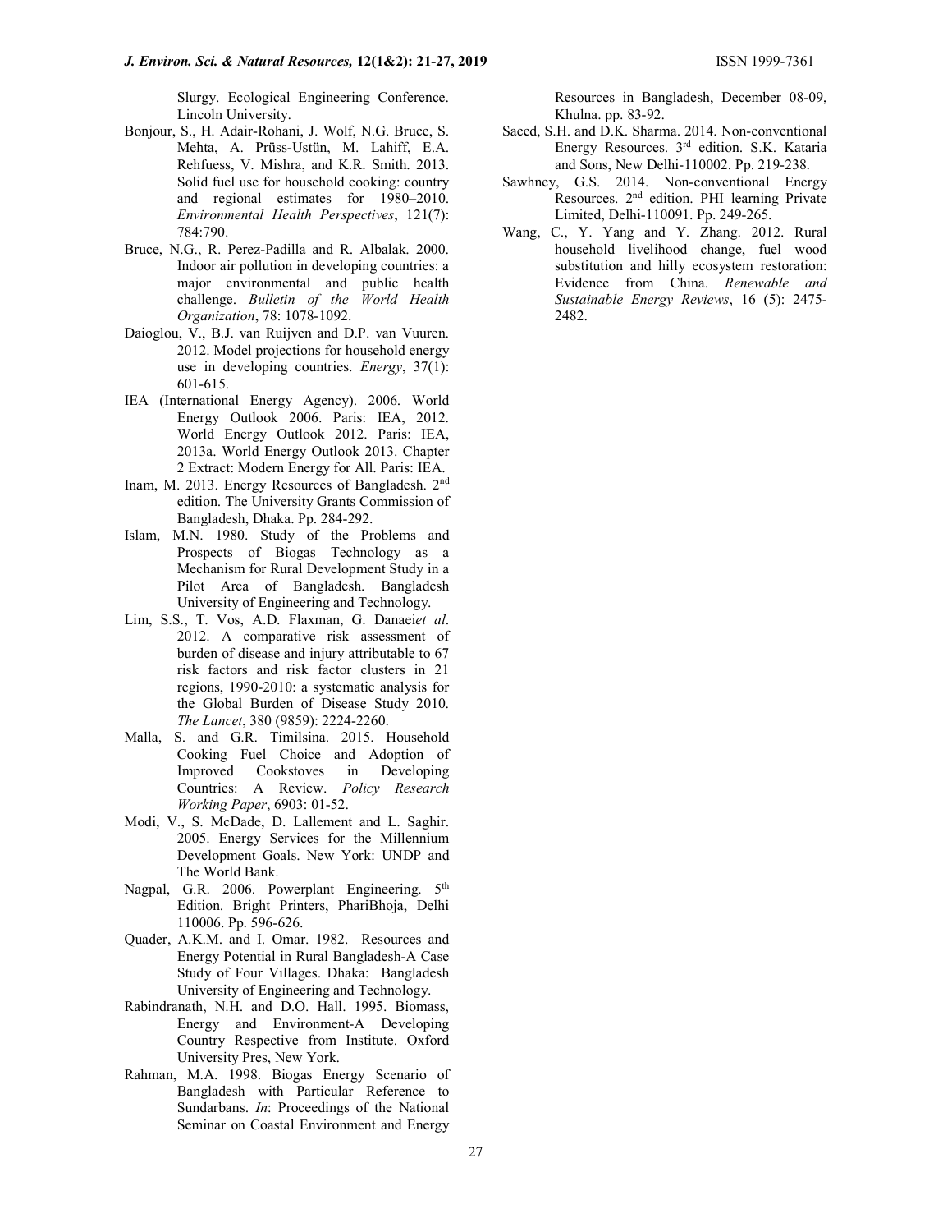Slurgy. Ecological Engineering Conference. Lincoln University.

Bonjour, S., H. Adair-Rohani, J. Wolf, N.G. Bruce, S. Mehta, A. Prüss-Ustün, M. Lahiff, E.A. Rehfuess, V. Mishra, and K.R. Smith. 2013. Solid fuel use for household cooking: country and regional estimates for 1980–2010. *Environmental Health Perspectives*, 121(7): 784:790.

Bruce, N.G., R. Perez-Padilla and R. Albalak. 2000. Indoor air pollution in developing countries: a major environmental and public health challenge. *Bulletin of the World Health Organization*, 78: 1078-1092.

Daioglou, V., B.J. van Ruijven and D.P. van Vuuren. 2012. Model projections for household energy use in developing countries. *Energy*, 37(1): 601-615.

IEA (International Energy Agency). 2006. World Energy Outlook 2006. Paris: IEA, 2012. World Energy Outlook 2012. Paris: IEA, 2013a. World Energy Outlook 2013. Chapter 2 Extract: Modern Energy for All. Paris: IEA.

Inam, M. 2013. Energy Resources of Bangladesh. 2nd edition. The University Grants Commission of Bangladesh, Dhaka. Pp. 284-292.

Islam, M.N. 1980. Study of the Problems and Prospects of Biogas Technology as a Mechanism for Rural Development Study in a Pilot Area of Bangladesh. Bangladesh University of Engineering and Technology.

Lim, S.S., T. Vos, A.D. Flaxman, G. Danaei*et al*. 2012. A comparative risk assessment of burden of disease and injury attributable to 67 risk factors and risk factor clusters in 21 regions, 1990-2010: a systematic analysis for the Global Burden of Disease Study 2010. *The Lancet*, 380 (9859): 2224-2260.

Malla, S. and G.R. Timilsina. 2015. Household Cooking Fuel Choice and Adoption of Improved Cookstoves in Developing Countries: A Review. *Policy Research Working Paper*, 6903: 01-52.

Modi, V., S. McDade, D. Lallement and L. Saghir. 2005. Energy Services for the Millennium Development Goals. New York: UNDP and The World Bank.

Nagpal, G.R. 2006. Powerplant Engineering. 5th Edition. Bright Printers, PhariBhoja, Delhi 110006. Pp. 596-626.

Quader, A.K.M. and I. Omar. 1982. Resources and Energy Potential in Rural Bangladesh-A Case Study of Four Villages. Dhaka: Bangladesh University of Engineering and Technology.

Rabindranath, N.H. and D.O. Hall. 1995. Biomass, Energy and Environment-A Developing Country Respective from Institute. Oxford University Pres, New York.

Rahman, M.A. 1998. Biogas Energy Scenario of Bangladesh with Particular Reference to Sundarbans. *In*: Proceedings of the National Seminar on Coastal Environment and Energy Resources in Bangladesh, December 08-09, Khulna. pp. 83-92.

Saeed, S.H. and D.K. Sharma. 2014. Non-conventional Energy Resources. 3rd edition. S.K. Kataria and Sons, New Delhi-110002. Pp. 219-238.

Sawhney, G.S. 2014. Non-conventional Energy Resources. 2nd edition. PHI learning Private Limited, Delhi-110091. Pp. 249-265.

Wang, C., Y. Yang and Y. Zhang. 2012. Rural household livelihood change, fuel wood substitution and hilly ecosystem restoration: Evidence from China. *Renewable and Sustainable Energy Reviews*, 16 (5): 2475-2482.